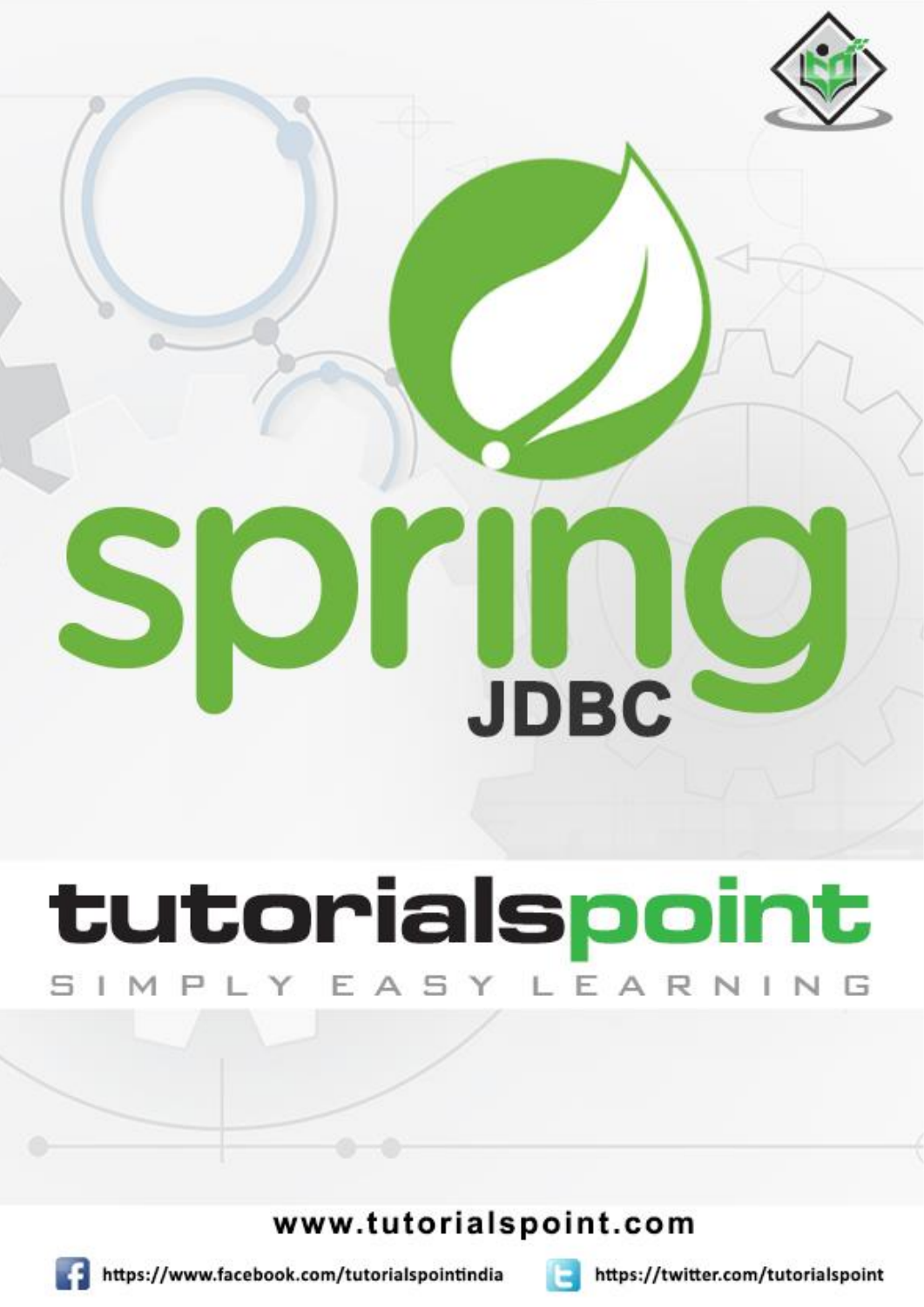# spring

## JDBC

# tutorialspoint

SIMPLY EASY LEARNING

www.tutorialspoint.com

https://www.facebook.com/tutorialspointindia

https://twitter.com/tutorialspoint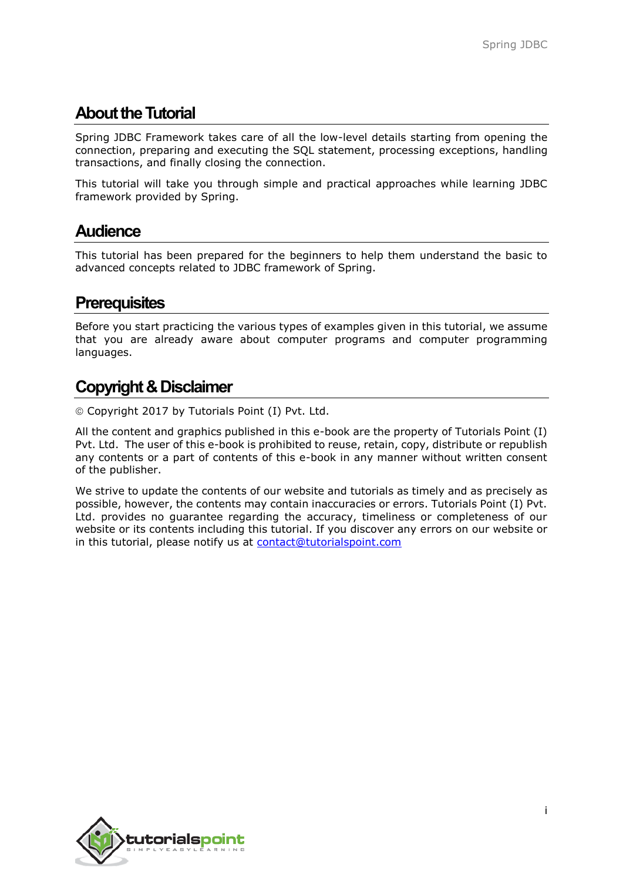# About the Tutorial

Spring JDBC Framework takes care of all the low-level details starting from opening the connection, preparing and executing the SQL statement, processing exceptions, handling transactions, and finally closing the connection.

This tutorial will take you through simple and practical approaches while learning JDBC framework provided by Spring.

# Audience

This tutorial has been prepared for the beginners to help them understand the basic to advanced concepts related to JDBC framework of Spring.

# Prerequisites

Before you start practicing the various types of examples given in this tutorial, we assume that you are already aware about computer programs and computer programming languages.

# Copyright & Disclaimer

© Copyright 2017 by Tutorials Point (I) Pvt. Ltd.

All the content and graphics published in this e-book are the property of Tutorials Point (I) Pvt. Ltd. The user of this e-book is prohibited to reuse, retain, copy, distribute or republish any contents or a part of contents of this e-book in any manner without written consent of the publisher.

We strive to update the contents of our website and tutorials as timely and as precisely as possible, however, the contents may contain inaccuracies or errors. Tutorials Point (I) Pvt. Ltd. provides no guarantee regarding the accuracy, timeliness or completeness of our website or its contents including this tutorial. If you discover any errors on our website or in this tutorial, please notify us at contact@tutorialspoint.com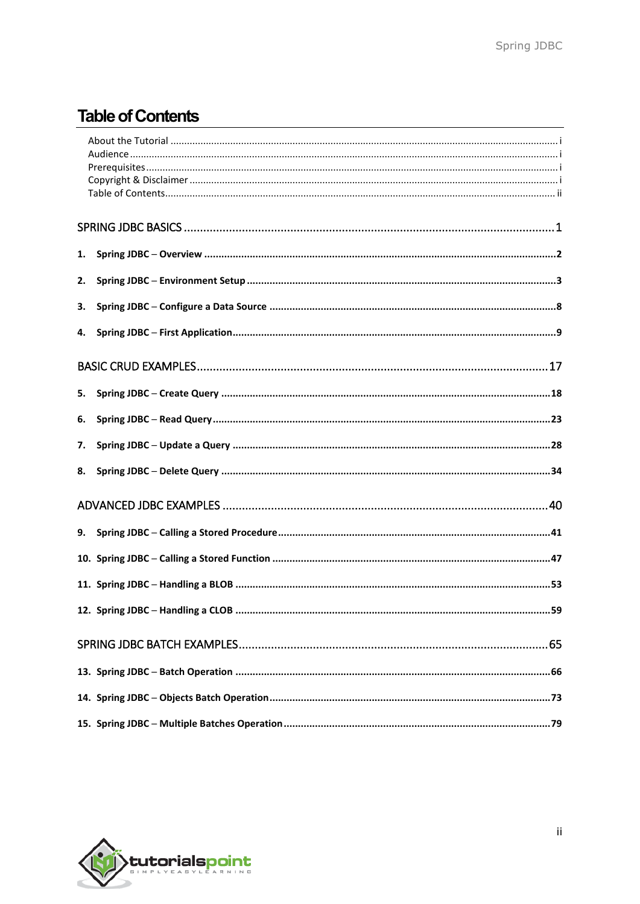# Table of Contents

About the Tutorial ............................................................................................................................................ i

Audience ........................................................................................................................................................... i

Prerequisites ..................................................................................................................................................... i

Copyright & Disclaimer ..................................................................................................................................... i

Table of Contents ............................................................................................................................................. ii

SPRING JDBC BASICS ..................................................................................................................... 1

**1. Spring JDBC – Overview** ........................................................................................................................ **2**

**2. Spring JDBC – Environment Setup** ........................................................................................................ **3**

**3. Spring JDBC – Configure a Data Source** ................................................................................................ **8**

**4. Spring JDBC – First Application** ............................................................................................................. **9**

BASIC CRUD EXAMPLES ................................................................................................................ 17

**5. Spring JDBC – Create Query** ................................................................................................................. **18**

**6. Spring JDBC – Read Query** .................................................................................................................... **23**

**7. Spring JDBC – Update a Query** ............................................................................................................. **28**

**8. Spring JDBC – Delete Query** ................................................................................................................. **34**

ADVANCED JDBC EXAMPLES ........................................................................................................ 40

**9. Spring JDBC – Calling a Stored Procedure** ............................................................................................ **41**

**10. Spring JDBC – Calling a Stored Function** ............................................................................................. **47**

**11. Spring JDBC – Handling a BLOB** .......................................................................................................... **53**

**12. Spring JDBC – Handling a CLOB** .......................................................................................................... **59**

SPRING JDBC BATCH EXAMPLES ................................................................................................... 65

**13. Spring JDBC – Batch Operation** ........................................................................................................... **66**

**14. Spring JDBC – Objects Batch Operation** .............................................................................................. **73**

**15. Spring JDBC – Multiple Batches Operation** ......................................................................................... **79**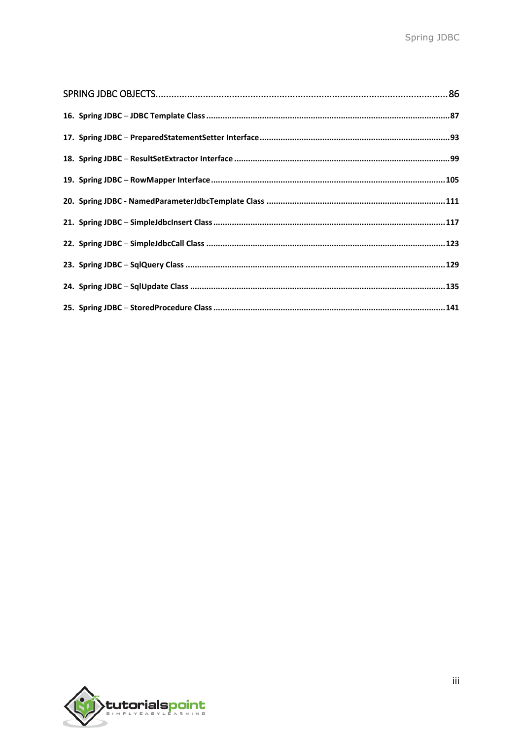SPRING JDBC OBJECTS ....................................................................................................................... 86

**16. Spring JDBC – JDBC Template Class** ........................................................................................ 87

**17. Spring JDBC – PreparedStatementSetter Interface** ...................................................................... 93

**18. Spring JDBC – ResultSetExtractor Interface** ................................................................................. 99

**19. Spring JDBC – RowMapper Interface** ........................................................................................ 105

**20. Spring JDBC - NamedParameterJdbcTemplate Class** .................................................................. 111

**21. Spring JDBC – SimpleJdbcInsert Class** ....................................................................................... 117

**22. Spring JDBC – SimpleJdbcCall Class** .......................................................................................... 123

**23. Spring JDBC – SqlQuery Class** ................................................................................................... 129

**24. Spring JDBC – SqlUpdate Class** .................................................................................................. 135

**25. Spring JDBC – StoredProcedure Class** ....................................................................................... 141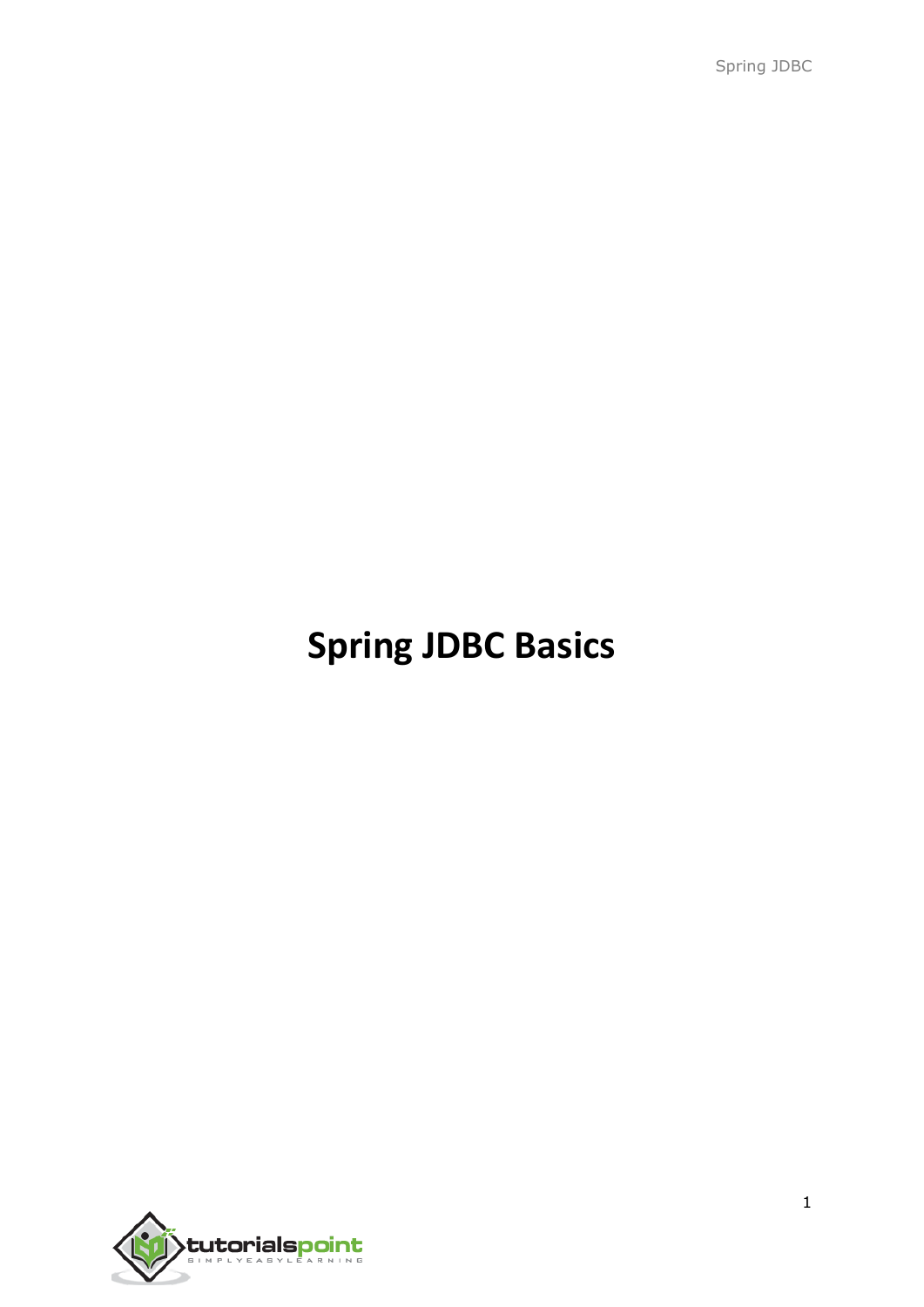# Spring JDBC Basics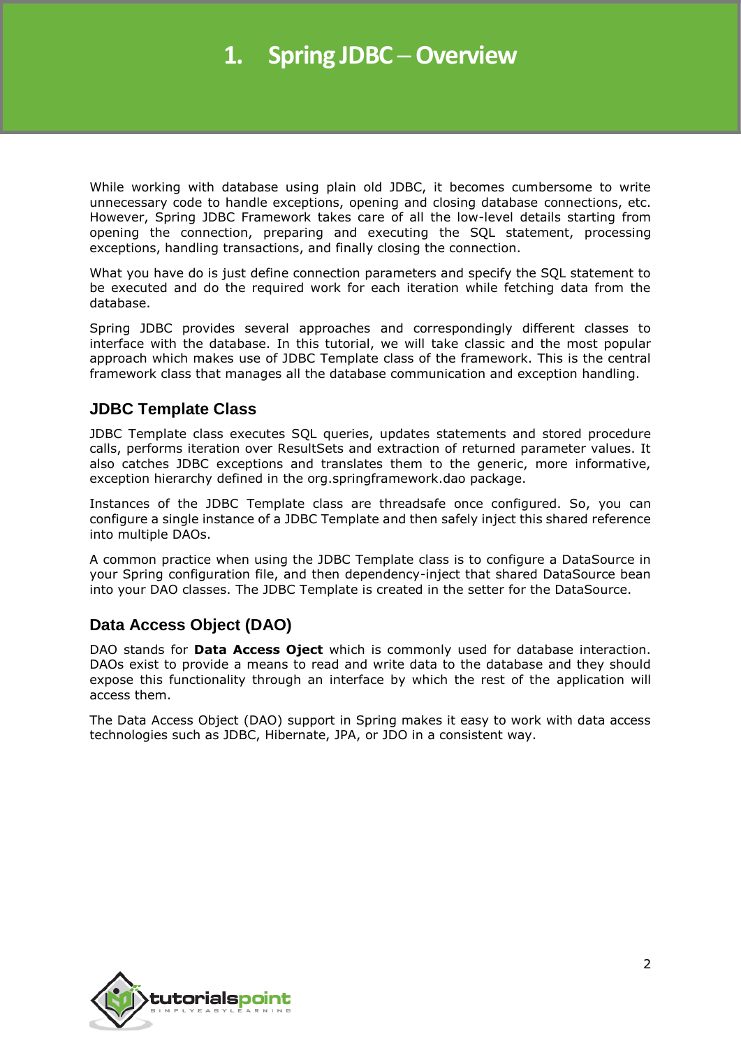# 1. Spring JDBC – Overview

While working with database using plain old JDBC, it becomes cumbersome to write unnecessary code to handle exceptions, opening and closing database connections, etc. However, Spring JDBC Framework takes care of all the low-level details starting from opening the connection, preparing and executing the SQL statement, processing exceptions, handling transactions, and finally closing the connection.

What you have do is just define connection parameters and specify the SQL statement to be executed and do the required work for each iteration while fetching data from the database.

Spring JDBC provides several approaches and correspondingly different classes to interface with the database. In this tutorial, we will take classic and the most popular approach which makes use of JDBC Template class of the framework. This is the central framework class that manages all the database communication and exception handling.

## JDBC Template Class

JDBC Template class executes SQL queries, updates statements and stored procedure calls, performs iteration over ResultSets and extraction of returned parameter values. It also catches JDBC exceptions and translates them to the generic, more informative, exception hierarchy defined in the org.springframework.dao package.

Instances of the JDBC Template class are threadsafe once configured. So, you can configure a single instance of a JDBC Template and then safely inject this shared reference into multiple DAOs.

A common practice when using the JDBC Template class is to configure a DataSource in your Spring configuration file, and then dependency-inject that shared DataSource bean into your DAO classes. The JDBC Template is created in the setter for the DataSource.

## Data Access Object (DAO)

DAO stands for **Data Access Oject** which is commonly used for database interaction. DAOs exist to provide a means to read and write data to the database and they should expose this functionality through an interface by which the rest of the application will access them.

The Data Access Object (DAO) support in Spring makes it easy to work with data access technologies such as JDBC, Hibernate, JPA, or JDO in a consistent way.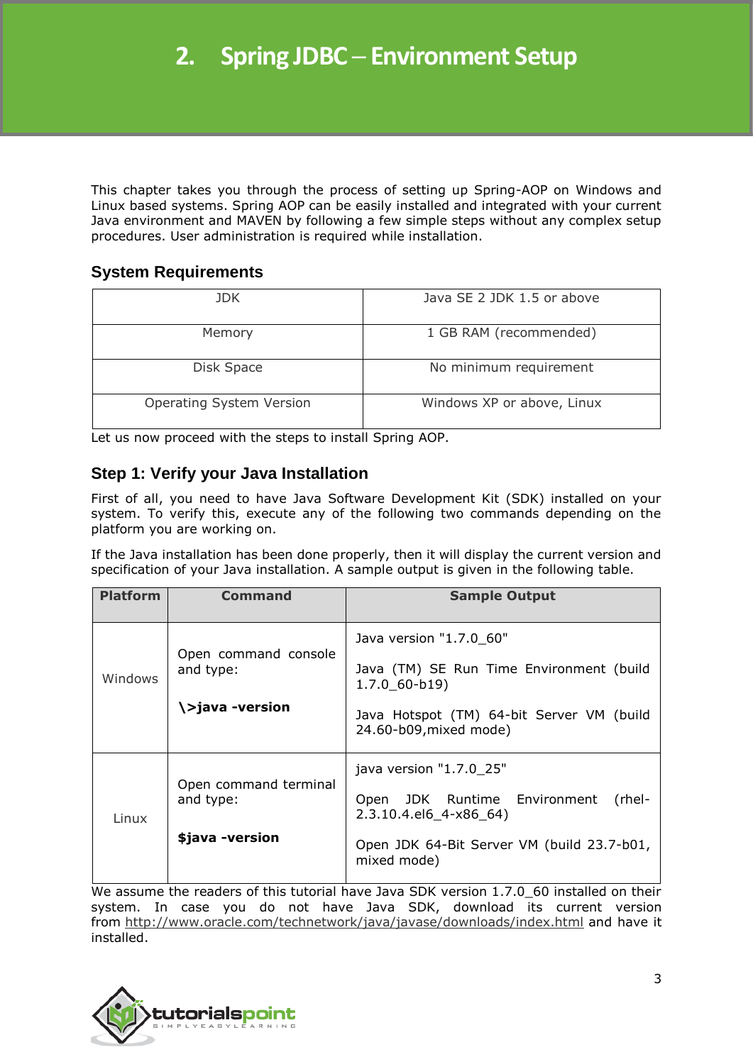# 2. Spring JDBC – Environment Setup

This chapter takes you through the process of setting up Spring-AOP on Windows and Linux based systems. Spring AOP can be easily installed and integrated with your current Java environment and MAVEN by following a few simple steps without any complex setup procedures. User administration is required while installation.

## System Requirements

| JDK | Java SE 2 JDK 1.5 or above |
|---|---|
| Memory | 1 GB RAM (recommended) |
| Disk Space | No minimum requirement |
| Operating System Version | Windows XP or above, Linux |

Let us now proceed with the steps to install Spring AOP.

## Step 1: Verify your Java Installation

First of all, you need to have Java Software Development Kit (SDK) installed on your system. To verify this, execute any of the following two commands depending on the platform you are working on.

If the Java installation has been done properly, then it will display the current version and specification of your Java installation. A sample output is given in the following table.

| Platform | Command | Sample Output |
|---|---|---|
| Windows | Open command console and type:<br><br>**\>java -version** | Java version "1.7.0_60"<br><br>Java (TM) SE Run Time Environment (build 1.7.0_60-b19)<br><br>Java Hotspot (TM) 64-bit Server VM (build 24.60-b09,mixed mode) |
| Linux | Open command terminal and type:<br><br>**$java -version** | java version "1.7.0_25"<br><br>Open JDK Runtime Environment (rhel-2.3.10.4.el6_4-x86_64)<br><br>Open JDK 64-Bit Server VM (build 23.7-b01, mixed mode) |

We assume the readers of this tutorial have Java SDK version 1.7.0_60 installed on their system. In case you do not have Java SDK, download its current version from http://www.oracle.com/technetwork/java/javase/downloads/index.html and have it installed.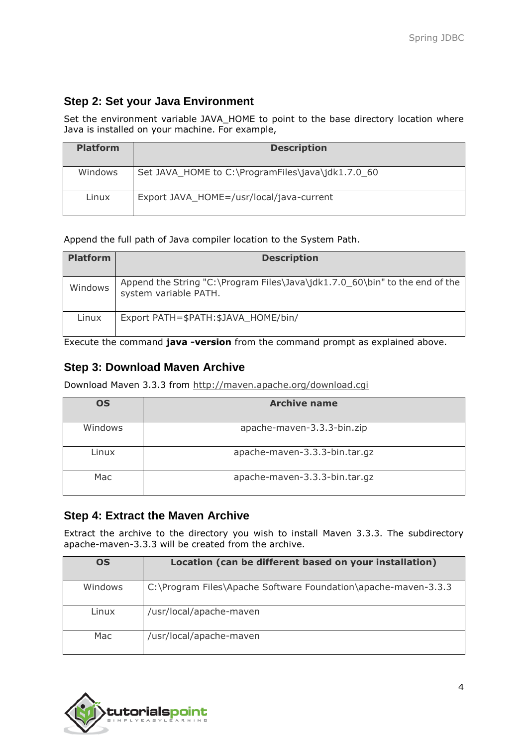### Step 2: Set your Java Environment

Set the environment variable JAVA_HOME to point to the base directory location where Java is installed on your machine. For example,

| Platform | Description |
| --- | --- |
| Windows | Set JAVA_HOME to C:\ProgramFiles\java\jdk1.7.0_60 |
| Linux | Export JAVA_HOME=/usr/local/java-current |

Append the full path of Java compiler location to the System Path.

| Platform | Description |
| --- | --- |
| Windows | Append the String "C:\Program Files\Java\jdk1.7.0_60\bin" to the end of the system variable PATH. |
| Linux | Export PATH=$PATH:$JAVA_HOME/bin/ |

Execute the command **java -version** from the command prompt as explained above.

### Step 3: Download Maven Archive

Download Maven 3.3.3 from http://maven.apache.org/download.cgi

| OS | Archive name |
| --- | --- |
| Windows | apache-maven-3.3.3-bin.zip |
| Linux | apache-maven-3.3.3-bin.tar.gz |
| Mac | apache-maven-3.3.3-bin.tar.gz |

### Step 4: Extract the Maven Archive

Extract the archive to the directory you wish to install Maven 3.3.3. The subdirectory apache-maven-3.3.3 will be created from the archive.

| OS | Location (can be different based on your installation) |
| --- | --- |
| Windows | C:\Program Files\Apache Software Foundation\apache-maven-3.3.3 |
| Linux | /usr/local/apache-maven |
| Mac | /usr/local/apache-maven |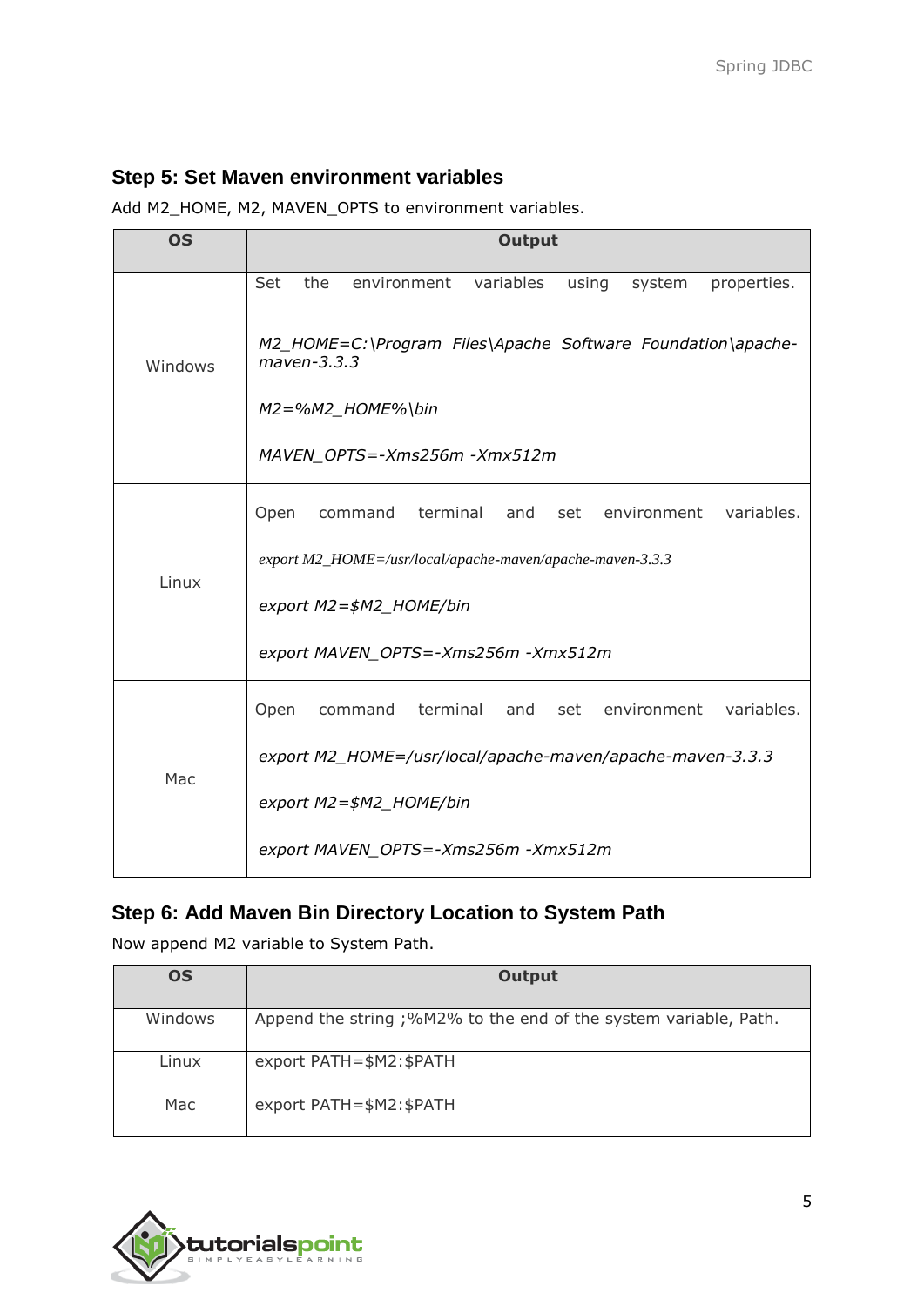### Step 5: Set Maven environment variables

Add M2_HOME, M2, MAVEN_OPTS to environment variables.

| OS | Output |
|---|---|
| Windows | Set the environment variables using system properties.<br><br>*M2_HOME=C:\Program Files\Apache Software Foundation\apache-maven-3.3.3*<br><br>*M2=%M2_HOME%\bin*<br><br>*MAVEN_OPTS=-Xms256m -Xmx512m* |
| Linux | Open command terminal and set environment variables.<br><br>*export M2_HOME=/usr/local/apache-maven/apache-maven-3.3.3*<br><br>*export M2=$M2_HOME/bin*<br><br>*export MAVEN_OPTS=-Xms256m -Xmx512m* |
| Mac | Open command terminal and set environment variables.<br><br>*export M2_HOME=/usr/local/apache-maven/apache-maven-3.3.3*<br><br>*export M2=$M2_HOME/bin*<br><br>*export MAVEN_OPTS=-Xms256m -Xmx512m* |

### Step 6: Add Maven Bin Directory Location to System Path

Now append M2 variable to System Path.

| OS | Output |
|---|---|
| Windows | Append the string ;%M2% to the end of the system variable, Path. |
| Linux | export PATH=$M2:$PATH |
| Mac | export PATH=$M2:$PATH |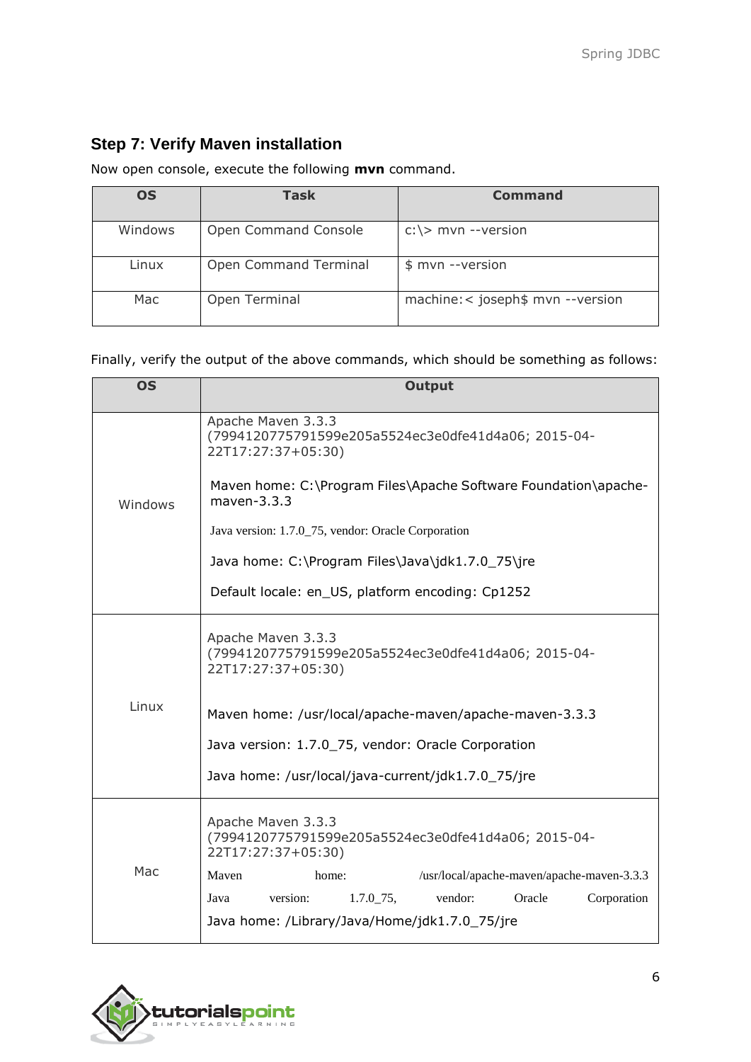### Step 7: Verify Maven installation

Now open console, execute the following **mvn** command.

| OS | Task | Command |
|---|---|---|
| Windows | Open Command Console | c:\> mvn --version |
| Linux | Open Command Terminal | $ mvn --version |
| Mac | Open Terminal | machine:< joseph$ mvn --version |

Finally, verify the output of the above commands, which should be something as follows:

| OS | Output |
|---|---|
| Windows | Apache Maven 3.3.3 (7994120775791599e205a5524ec3e0dfe41d4a06; 2015-04-22T17:27:37+05:30)<br><br>Maven home: C:\Program Files\Apache Software Foundation\apache-maven-3.3.3<br><br>Java version: 1.7.0_75, vendor: Oracle Corporation<br><br>Java home: C:\Program Files\Java\jdk1.7.0_75\jre<br><br>Default locale: en_US, platform encoding: Cp1252 |
| Linux | Apache Maven 3.3.3 (7994120775791599e205a5524ec3e0dfe41d4a06; 2015-04-22T17:27:37+05:30)<br><br>Maven home: /usr/local/apache-maven/apache-maven-3.3.3<br><br>Java version: 1.7.0_75, vendor: Oracle Corporation<br><br>Java home: /usr/local/java-current/jdk1.7.0_75/jre |
| Mac | Apache Maven 3.3.3 (7994120775791599e205a5524ec3e0dfe41d4a06; 2015-04-22T17:27:37+05:30)<br>Maven home: /usr/local/apache-maven/apache-maven-3.3.3<br>Java version: 1.7.0_75, vendor: Oracle Corporation<br>Java home: /Library/Java/Home/jdk1.7.0_75/jre |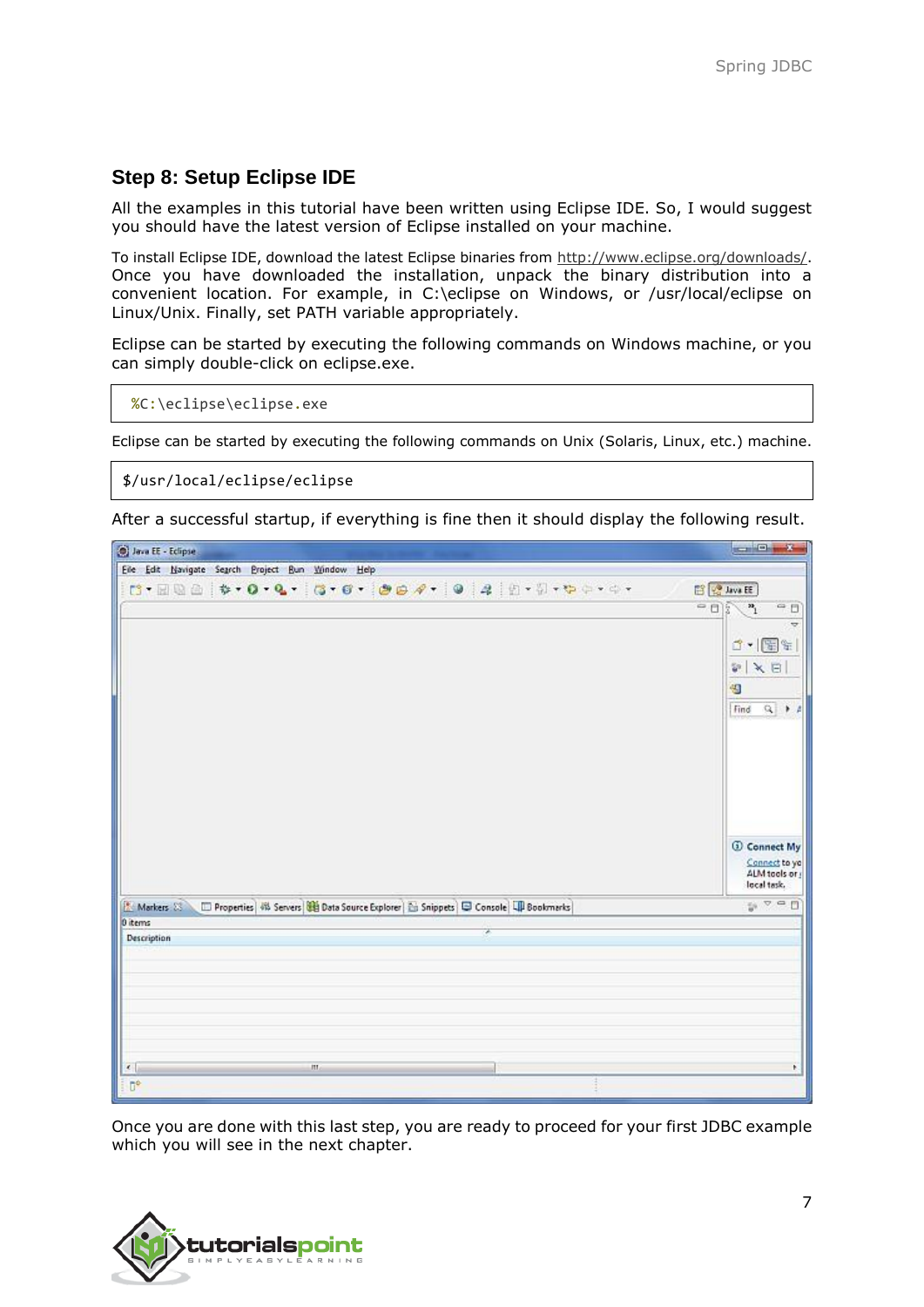## Step 8: Setup Eclipse IDE

All the examples in this tutorial have been written using Eclipse IDE. So, I would suggest you should have the latest version of Eclipse installed on your machine.

To install Eclipse IDE, download the latest Eclipse binaries from http://www.eclipse.org/downloads/. Once you have downloaded the installation, unpack the binary distribution into a convenient location. For example, in C:\eclipse on Windows, or /usr/local/eclipse on Linux/Unix. Finally, set PATH variable appropriately.

Eclipse can be started by executing the following commands on Windows machine, or you can simply double-click on eclipse.exe.

```
%C:\eclipse\eclipse.exe
```

Eclipse can be started by executing the following commands on Unix (Solaris, Linux, etc.) machine.

```
$/usr/local/eclipse/eclipse
```

After a successful startup, if everything is fine then it should display the following result.

Once you are done with this last step, you are ready to proceed for your first JDBC example which you will see in the next chapter.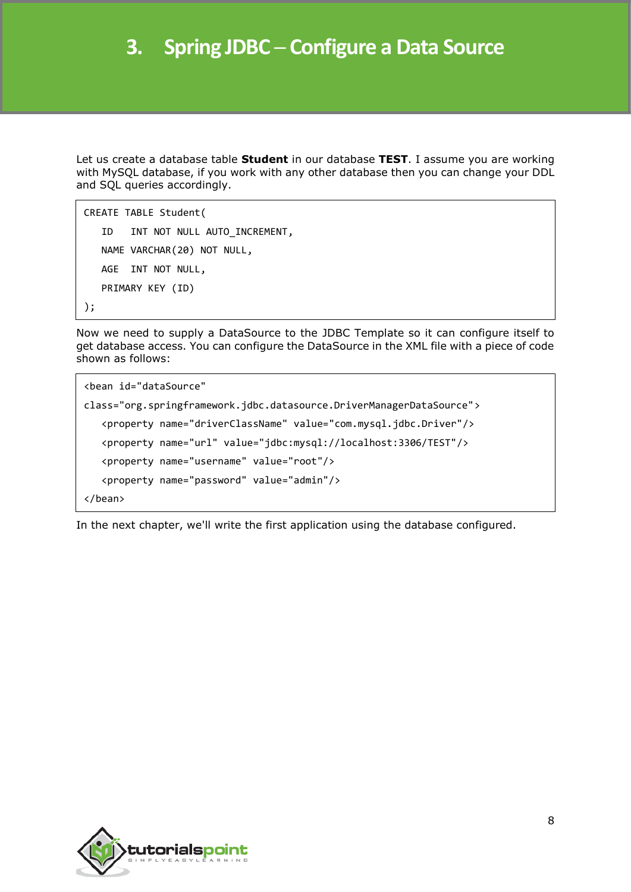# 3. Spring JDBC – Configure a Data Source

Let us create a database table **Student** in our database **TEST**. I assume you are working with MySQL database, if you work with any other database then you can change your DDL and SQL queries accordingly.

```
CREATE TABLE Student(
   ID   INT NOT NULL AUTO_INCREMENT,
   NAME VARCHAR(20) NOT NULL,
   AGE  INT NOT NULL,
   PRIMARY KEY (ID)
);
```

Now we need to supply a DataSource to the JDBC Template so it can configure itself to get database access. You can configure the DataSource in the XML file with a piece of code shown as follows:

```
<bean id="dataSource"
class="org.springframework.jdbc.datasource.DriverManagerDataSource">
   <property name="driverClassName" value="com.mysql.jdbc.Driver"/>
   <property name="url" value="jdbc:mysql://localhost:3306/TEST"/>
   <property name="username" value="root"/>
   <property name="password" value="admin"/>
</bean>
```

In the next chapter, we'll write the first application using the database configured.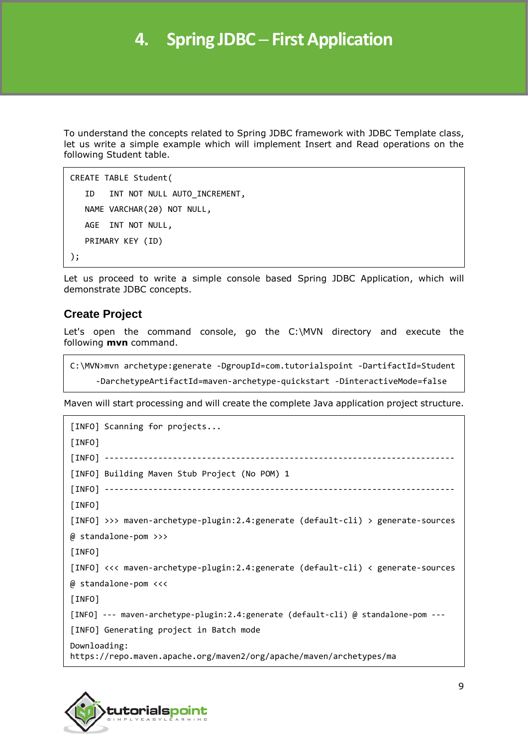# 4. Spring JDBC – First Application

To understand the concepts related to Spring JDBC framework with JDBC Template class, let us write a simple example which will implement Insert and Read operations on the following Student table.

```
CREATE TABLE Student(
   ID   INT NOT NULL AUTO_INCREMENT,
   NAME VARCHAR(20) NOT NULL,
   AGE  INT NOT NULL,
   PRIMARY KEY (ID)
);
```

Let us proceed to write a simple console based Spring JDBC Application, which will demonstrate JDBC concepts.

## Create Project

Let's open the command console, go the C:\MVN directory and execute the following **mvn** command.

```
C:\MVN>mvn archetype:generate -DgroupId=com.tutorialspoint -DartifactId=Student
      -DarchetypeArtifactId=maven-archetype-quickstart -DinteractiveMode=false
```

Maven will start processing and will create the complete Java application project structure.

```
[INFO] Scanning for projects...
[INFO]
[INFO] ------------------------------------------------------------------------
[INFO] Building Maven Stub Project (No POM) 1
[INFO] ------------------------------------------------------------------------
[INFO]
[INFO] >>> maven-archetype-plugin:2.4:generate (default-cli) > generate-sources
@ standalone-pom >>>
[INFO]
[INFO] <<< maven-archetype-plugin:2.4:generate (default-cli) < generate-sources
@ standalone-pom <<<
[INFO]
[INFO] --- maven-archetype-plugin:2.4:generate (default-cli) @ standalone-pom ---
[INFO] Generating project in Batch mode
Downloading:
https://repo.maven.apache.org/maven2/org/apache/maven/archetypes/ma
```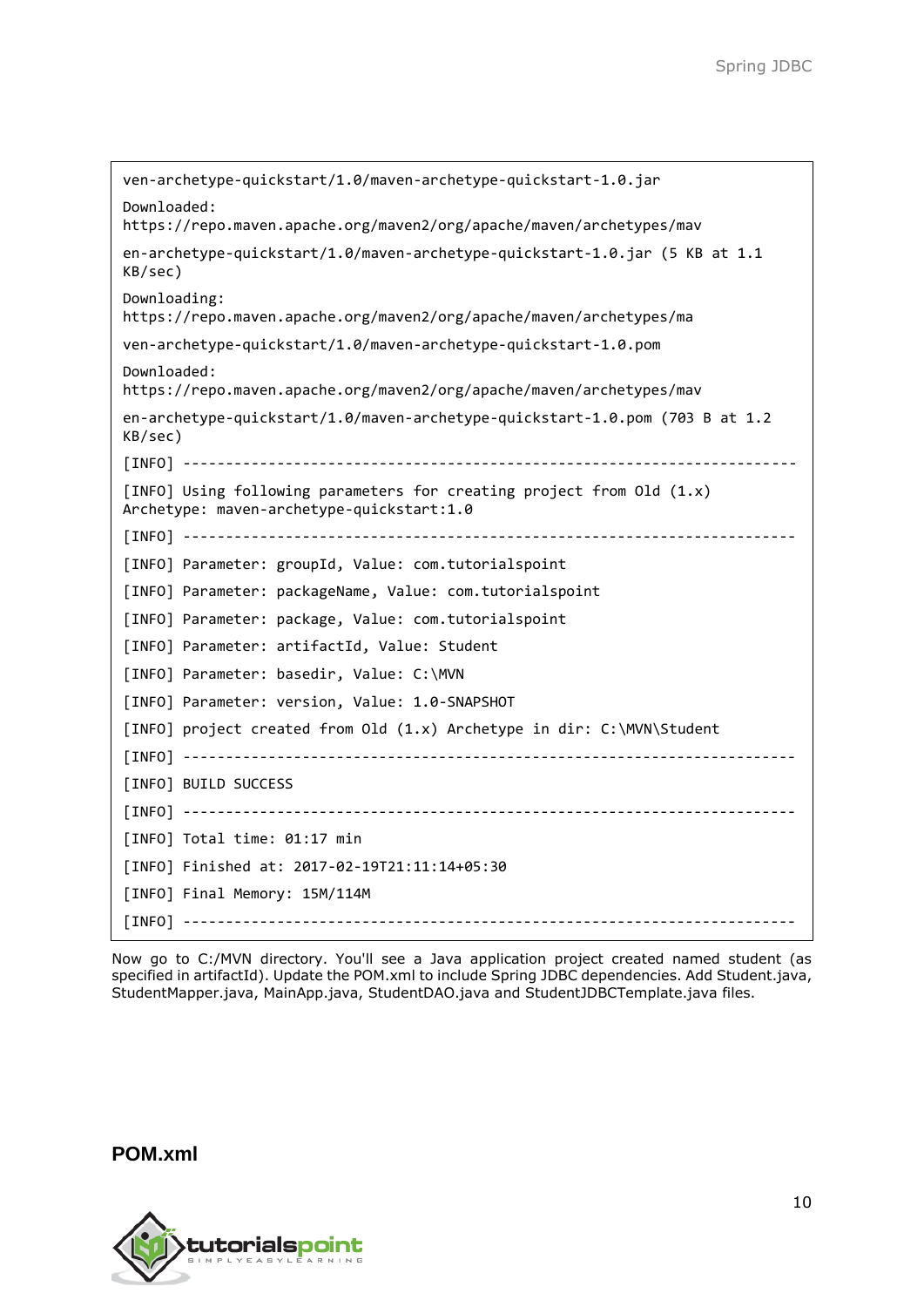```
ven-archetype-quickstart/1.0/maven-archetype-quickstart-1.0.jar
Downloaded:
https://repo.maven.apache.org/maven2/org/apache/maven/archetypes/mav
en-archetype-quickstart/1.0/maven-archetype-quickstart-1.0.jar (5 KB at 1.1
KB/sec)
Downloading:
https://repo.maven.apache.org/maven2/org/apache/maven/archetypes/ma
ven-archetype-quickstart/1.0/maven-archetype-quickstart-1.0.pom
Downloaded:
https://repo.maven.apache.org/maven2/org/apache/maven/archetypes/mav
en-archetype-quickstart/1.0/maven-archetype-quickstart-1.0.pom (703 B at 1.2
KB/sec)
[INFO] ------------------------------------------------------------------------
[INFO] Using following parameters for creating project from Old (1.x)
Archetype: maven-archetype-quickstart:1.0
[INFO] ------------------------------------------------------------------------
[INFO] Parameter: groupId, Value: com.tutorialspoint
[INFO] Parameter: packageName, Value: com.tutorialspoint
[INFO] Parameter: package, Value: com.tutorialspoint
[INFO] Parameter: artifactId, Value: Student
[INFO] Parameter: basedir, Value: C:\MVN
[INFO] Parameter: version, Value: 1.0-SNAPSHOT
[INFO] project created from Old (1.x) Archetype in dir: C:\MVN\Student
[INFO] ------------------------------------------------------------------------
[INFO] BUILD SUCCESS
[INFO] ------------------------------------------------------------------------
[INFO] Total time: 01:17 min
[INFO] Finished at: 2017-02-19T21:11:14+05:30
[INFO] Final Memory: 15M/114M
[INFO] ------------------------------------------------------------------------
```

Now go to C:/MVN directory. You'll see a Java application project created named student (as specified in artifactId). Update the POM.xml to include Spring JDBC dependencies. Add Student.java, StudentMapper.java, MainApp.java, StudentDAO.java and StudentJDBCTemplate.java files.

**POM.xml**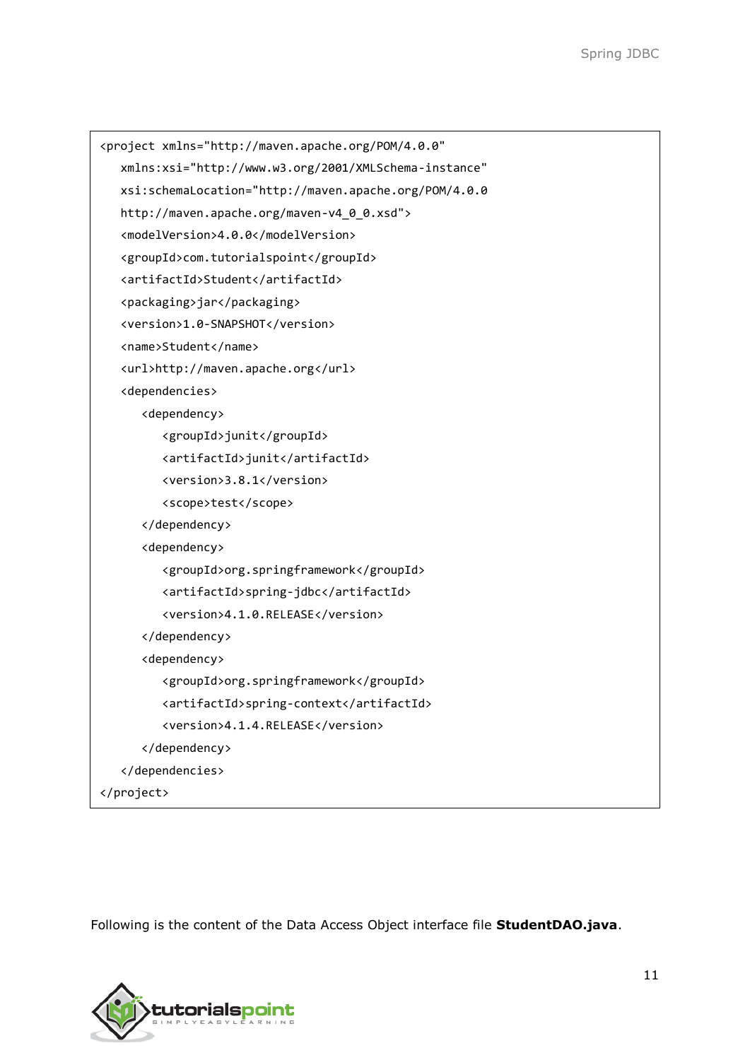```xml
<project xmlns="http://maven.apache.org/POM/4.0.0"
   xmlns:xsi="http://www.w3.org/2001/XMLSchema-instance"
   xsi:schemaLocation="http://maven.apache.org/POM/4.0.0
   http://maven.apache.org/maven-v4_0_0.xsd">
   <modelVersion>4.0.0</modelVersion>
   <groupId>com.tutorialspoint</groupId>
   <artifactId>Student</artifactId>
   <packaging>jar</packaging>
   <version>1.0-SNAPSHOT</version>
   <name>Student</name>
   <url>http://maven.apache.org</url>
   <dependencies>
      <dependency>
         <groupId>junit</groupId>
         <artifactId>junit</artifactId>
         <version>3.8.1</version>
         <scope>test</scope>
      </dependency>
      <dependency>
         <groupId>org.springframework</groupId>
         <artifactId>spring-jdbc</artifactId>
         <version>4.1.0.RELEASE</version>
      </dependency>
      <dependency>
         <groupId>org.springframework</groupId>
         <artifactId>spring-context</artifactId>
         <version>4.1.4.RELEASE</version>
      </dependency>
   </dependencies>
</project>
```

Following is the content of the Data Access Object interface file **StudentDAO.java**.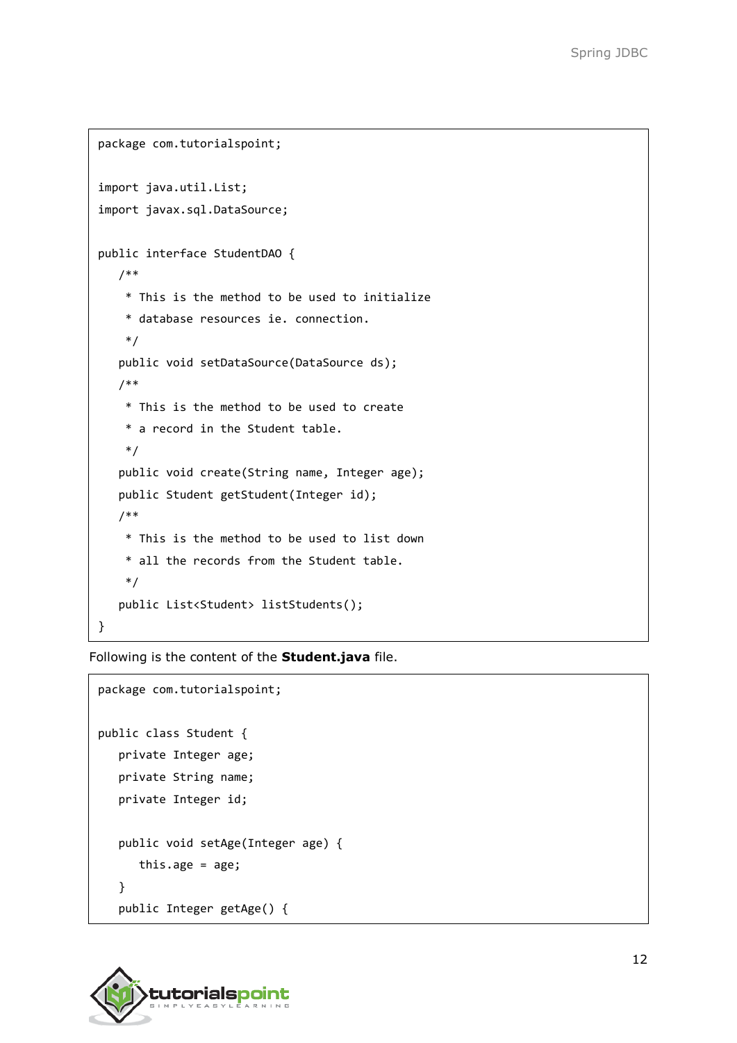```
package com.tutorialspoint;

import java.util.List;
import javax.sql.DataSource;

public interface StudentDAO {
   /**
    * This is the method to be used to initialize
    * database resources ie. connection.
    */
   public void setDataSource(DataSource ds);
   /**
    * This is the method to be used to create
    * a record in the Student table.
    */
   public void create(String name, Integer age);
   public Student getStudent(Integer id);
   /**
    * This is the method to be used to list down
    * all the records from the Student table.
    */
   public List<Student> listStudents();
}
```

Following is the content of the **Student.java** file.

```
package com.tutorialspoint;

public class Student {
   private Integer age;
   private String name;
   private Integer id;

   public void setAge(Integer age) {
      this.age = age;
   }
   public Integer getAge() {
```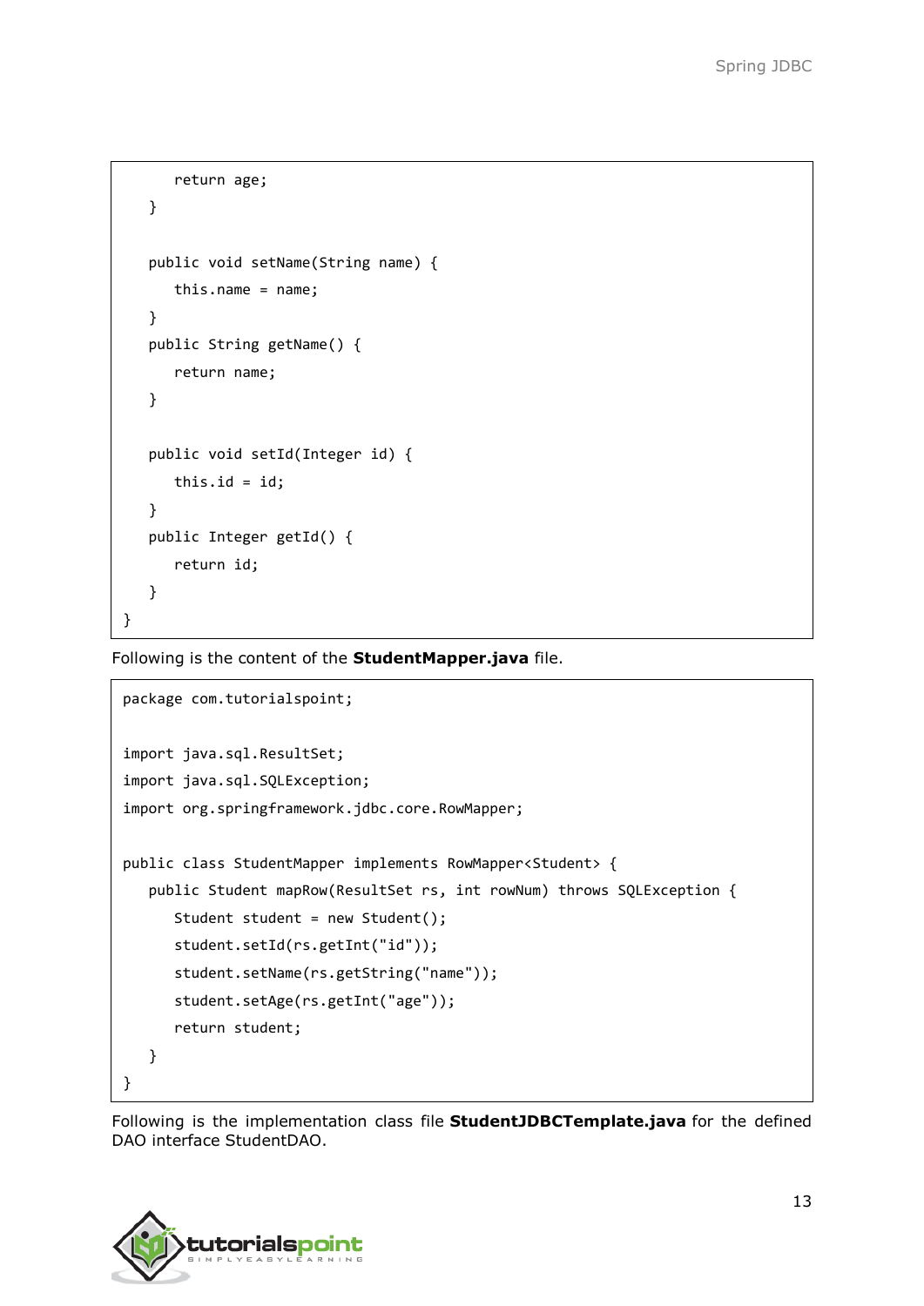```
      return age;
   }

   public void setName(String name) {
      this.name = name;
   }
   public String getName() {
      return name;
   }

   public void setId(Integer id) {
      this.id = id;
   }
   public Integer getId() {
      return id;
   }
}
```

Following is the content of the **StudentMapper.java** file.

```
package com.tutorialspoint;

import java.sql.ResultSet;
import java.sql.SQLException;
import org.springframework.jdbc.core.RowMapper;

public class StudentMapper implements RowMapper<Student> {
   public Student mapRow(ResultSet rs, int rowNum) throws SQLException {
      Student student = new Student();
      student.setId(rs.getInt("id"));
      student.setName(rs.getString("name"));
      student.setAge(rs.getInt("age"));
      return student;
   }
}
```

Following is the implementation class file **StudentJDBCTemplate.java** for the defined DAO interface StudentDAO.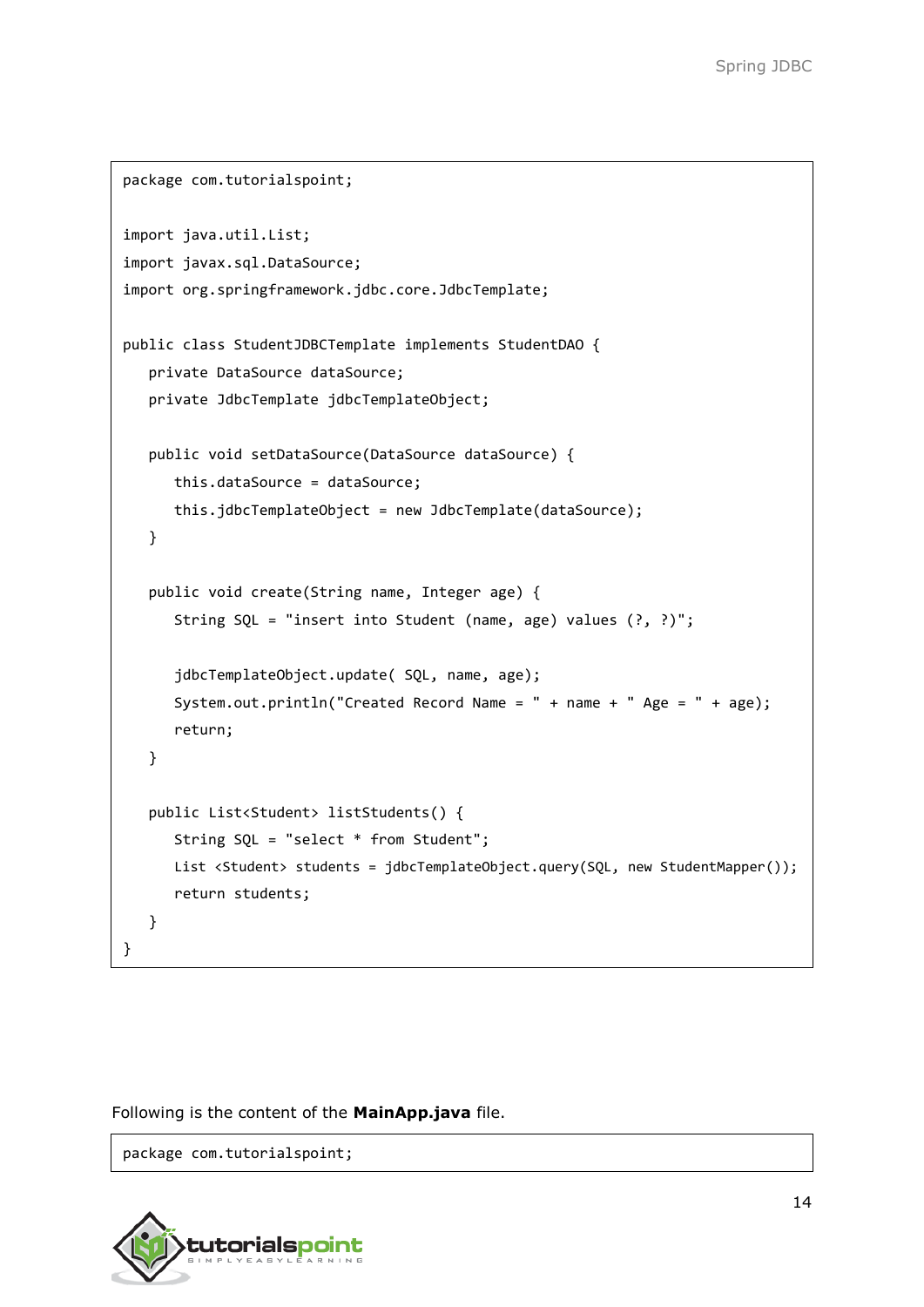```
package com.tutorialspoint;

import java.util.List;
import javax.sql.DataSource;
import org.springframework.jdbc.core.JdbcTemplate;

public class StudentJDBCTemplate implements StudentDAO {
   private DataSource dataSource;
   private JdbcTemplate jdbcTemplateObject;

   public void setDataSource(DataSource dataSource) {
      this.dataSource = dataSource;
      this.jdbcTemplateObject = new JdbcTemplate(dataSource);
   }

   public void create(String name, Integer age) {
      String SQL = "insert into Student (name, age) values (?, ?)";

      jdbcTemplateObject.update( SQL, name, age);
      System.out.println("Created Record Name = " + name + " Age = " + age);
      return;
   }

   public List<Student> listStudents() {
      String SQL = "select * from Student";
      List <Student> students = jdbcTemplateObject.query(SQL, new StudentMapper());
      return students;
   }
}
```

Following is the content of the **MainApp.java** file.

```
package com.tutorialspoint;
```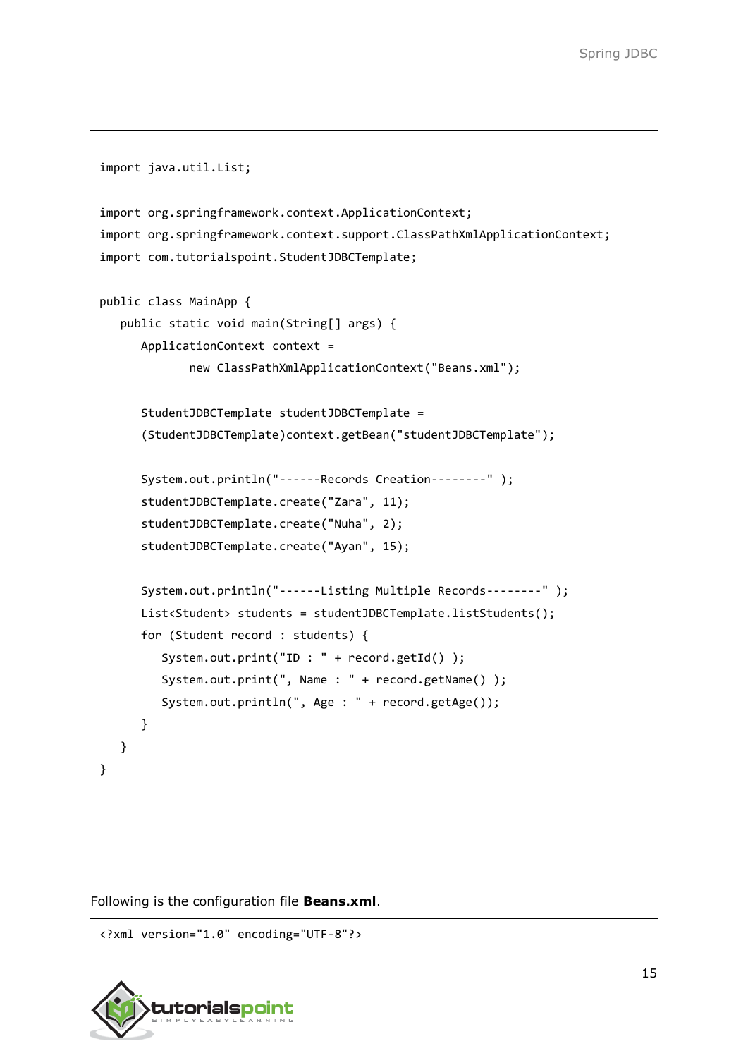```
import java.util.List;

import org.springframework.context.ApplicationContext;
import org.springframework.context.support.ClassPathXmlApplicationContext;
import com.tutorialspoint.StudentJDBCTemplate;

public class MainApp {
   public static void main(String[] args) {
      ApplicationContext context = 
             new ClassPathXmlApplicationContext("Beans.xml");

      StudentJDBCTemplate studentJDBCTemplate = 
      (StudentJDBCTemplate)context.getBean("studentJDBCTemplate");

      System.out.println("------Records Creation--------" );
      studentJDBCTemplate.create("Zara", 11);
      studentJDBCTemplate.create("Nuha", 2);
      studentJDBCTemplate.create("Ayan", 15);

      System.out.println("------Listing Multiple Records--------" );
      List<Student> students = studentJDBCTemplate.listStudents();
      for (Student record : students) {
         System.out.print("ID : " + record.getId() );
         System.out.print(", Name : " + record.getName() );
         System.out.println(", Age : " + record.getAge());
      }
   }
}
```

Following is the configuration file **Beans.xml**.

```
<?xml version="1.0" encoding="UTF-8"?>
```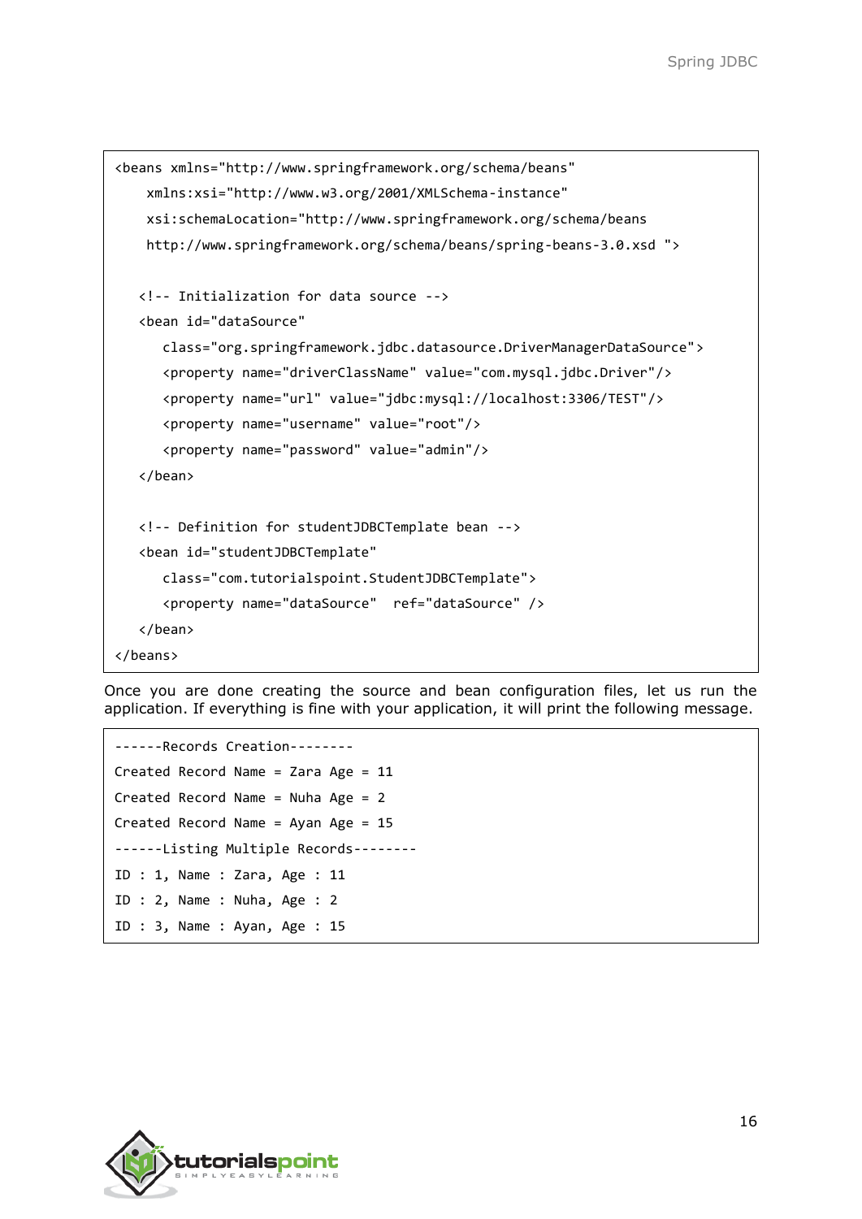```
<beans xmlns="http://www.springframework.org/schema/beans"
    xmlns:xsi="http://www.w3.org/2001/XMLSchema-instance"
    xsi:schemaLocation="http://www.springframework.org/schema/beans
    http://www.springframework.org/schema/beans/spring-beans-3.0.xsd ">

   <!-- Initialization for data source -->
   <bean id="dataSource"
      class="org.springframework.jdbc.datasource.DriverManagerDataSource">
      <property name="driverClassName" value="com.mysql.jdbc.Driver"/>
      <property name="url" value="jdbc:mysql://localhost:3306/TEST"/>
      <property name="username" value="root"/>
      <property name="password" value="admin"/>
   </bean>

   <!-- Definition for studentJDBCTemplate bean -->
   <bean id="studentJDBCTemplate"
      class="com.tutorialspoint.StudentJDBCTemplate">
      <property name="dataSource"  ref="dataSource" />
   </bean>
</beans>
```

Once you are done creating the source and bean configuration files, let us run the application. If everything is fine with your application, it will print the following message.

```
------Records Creation--------
Created Record Name = Zara Age = 11
Created Record Name = Nuha Age = 2
Created Record Name = Ayan Age = 15
------Listing Multiple Records--------
ID : 1, Name : Zara, Age : 11
ID : 2, Name : Nuha, Age : 2
ID : 3, Name : Ayan, Age : 15
```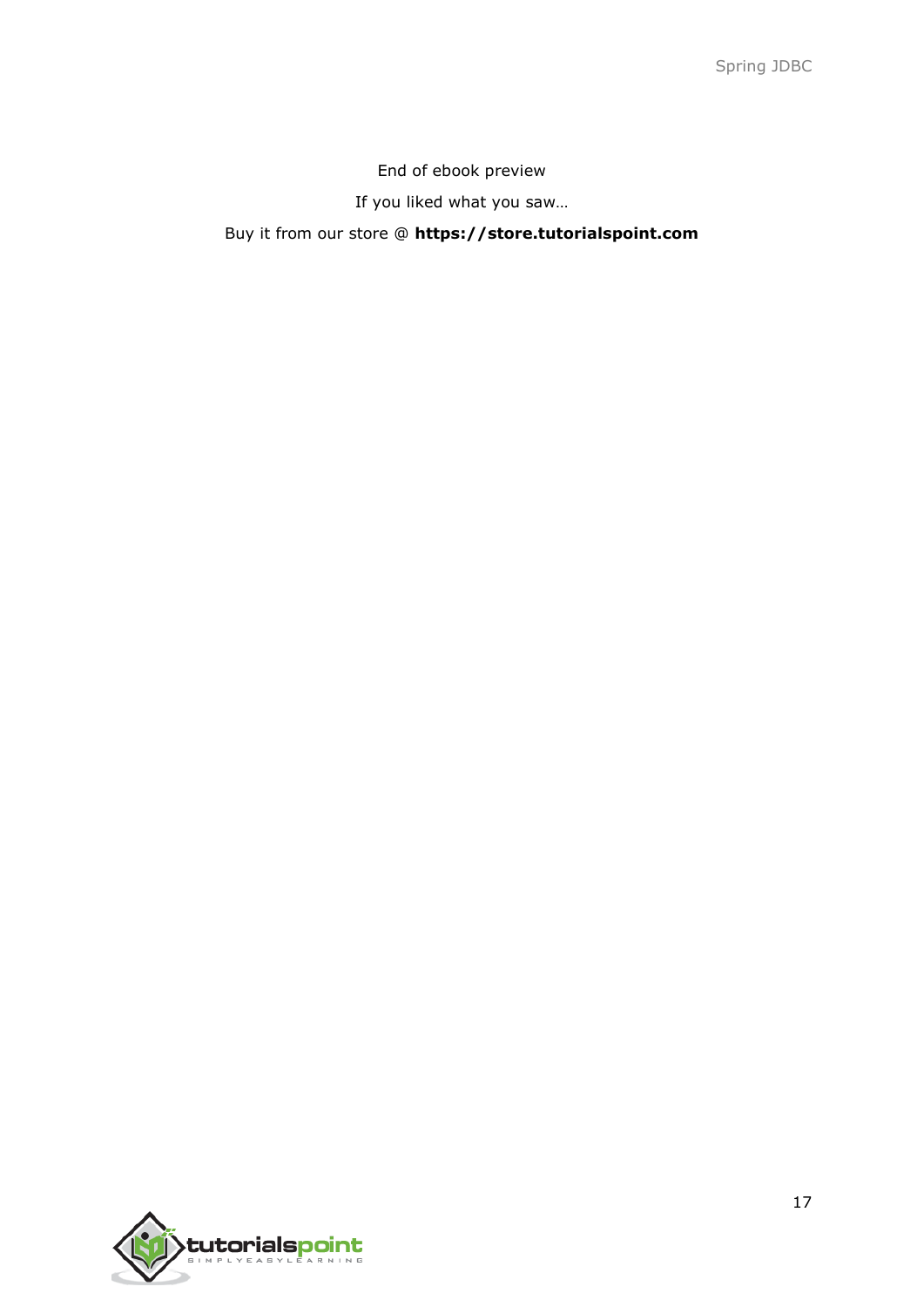End of ebook preview

If you liked what you saw…

Buy it from our store @ **https://store.tutorialspoint.com**